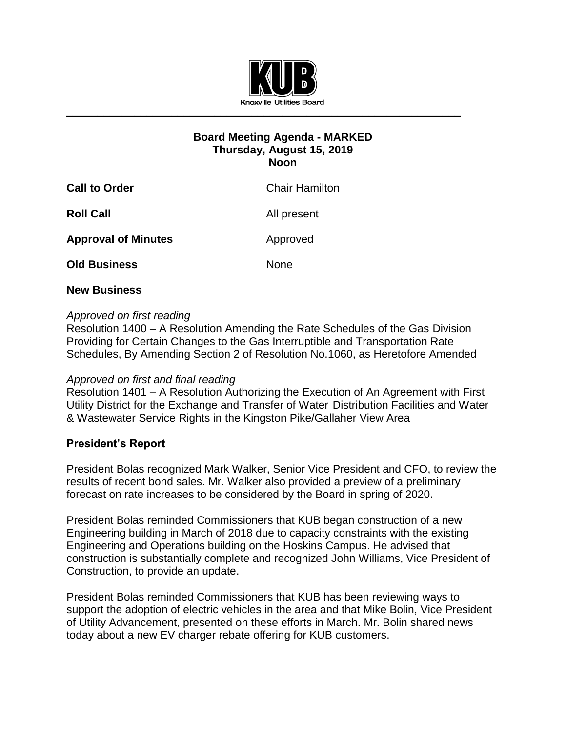Knoxville Utilities Board

# Board Meeting Agenda - MARKED
## Thursday, August 15, 2019
## Noon

**Call to Order** Chair Hamilton

**Roll Call** All present

**Approval of Minutes** Approved

**Old Business** None

**New Business**

*Approved on first reading*
Resolution 1400 – A Resolution Amending the Rate Schedules of the Gas Division Providing for Certain Changes to the Gas Interruptible and Transportation Rate Schedules, By Amending Section 2 of Resolution No.1060, as Heretofore Amended

*Approved on first and final reading*
Resolution 1401 – A Resolution Authorizing the Execution of An Agreement with First Utility District for the Exchange and Transfer of Water Distribution Facilities and Water & Wastewater Service Rights in the Kingston Pike/Gallaher View Area

**President's Report**

President Bolas recognized Mark Walker, Senior Vice President and CFO, to review the results of recent bond sales. Mr. Walker also provided a preview of a preliminary forecast on rate increases to be considered by the Board in spring of 2020.

President Bolas reminded Commissioners that KUB began construction of a new Engineering building in March of 2018 due to capacity constraints with the existing Engineering and Operations building on the Hoskins Campus. He advised that construction is substantially complete and recognized John Williams, Vice President of Construction, to provide an update.

President Bolas reminded Commissioners that KUB has been reviewing ways to support the adoption of electric vehicles in the area and that Mike Bolin, Vice President of Utility Advancement, presented on these efforts in March. Mr. Bolin shared news today about a new EV charger rebate offering for KUB customers.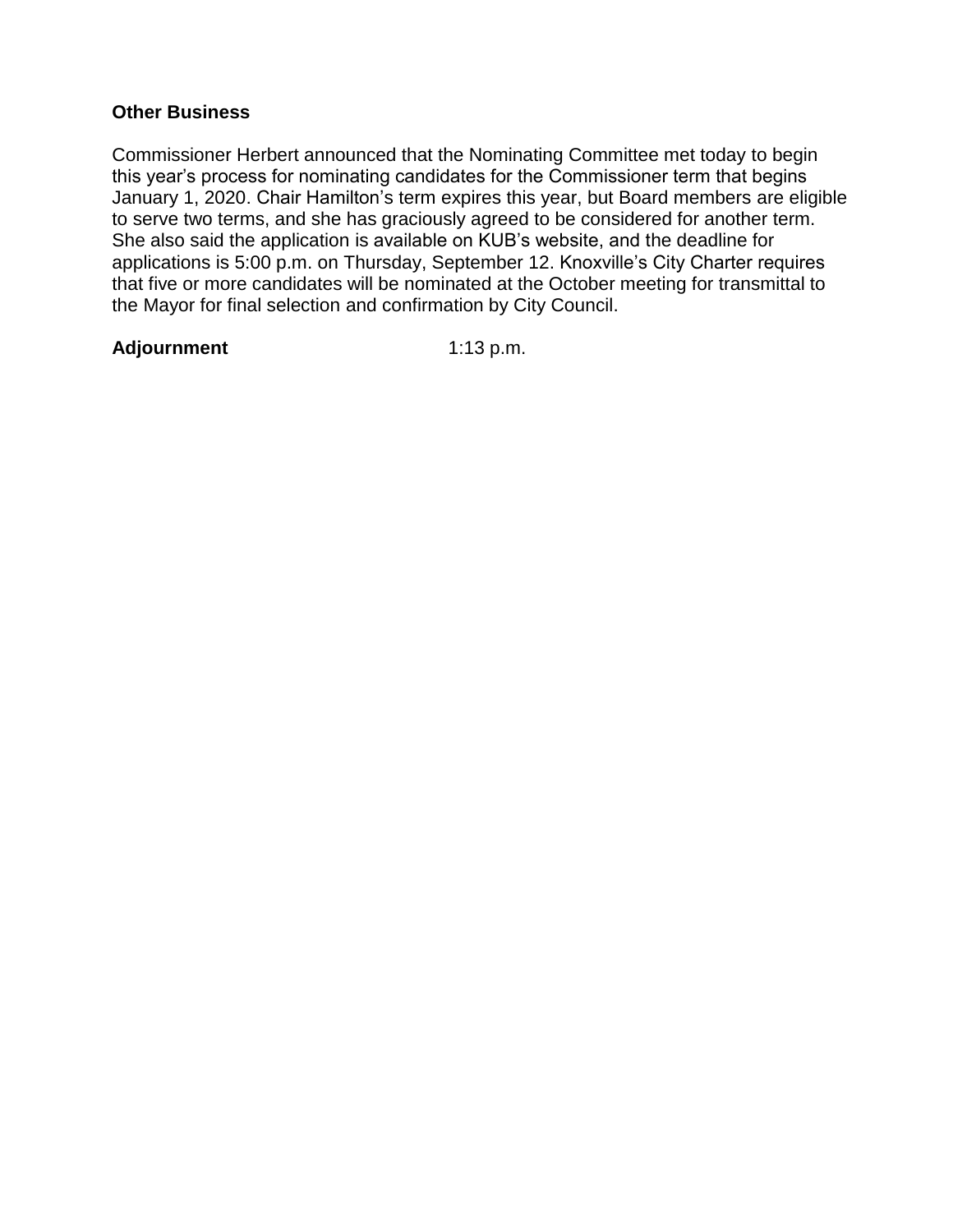**Other Business**

Commissioner Herbert announced that the Nominating Committee met today to begin this year's process for nominating candidates for the Commissioner term that begins January 1, 2020. Chair Hamilton's term expires this year, but Board members are eligible to serve two terms, and she has graciously agreed to be considered for another term. She also said the application is available on KUB's website, and the deadline for applications is 5:00 p.m. on Thursday, September 12. Knoxville's City Charter requires that five or more candidates will be nominated at the October meeting for transmittal to the Mayor for final selection and confirmation by City Council.

**Adjournment** 1:13 p.m.